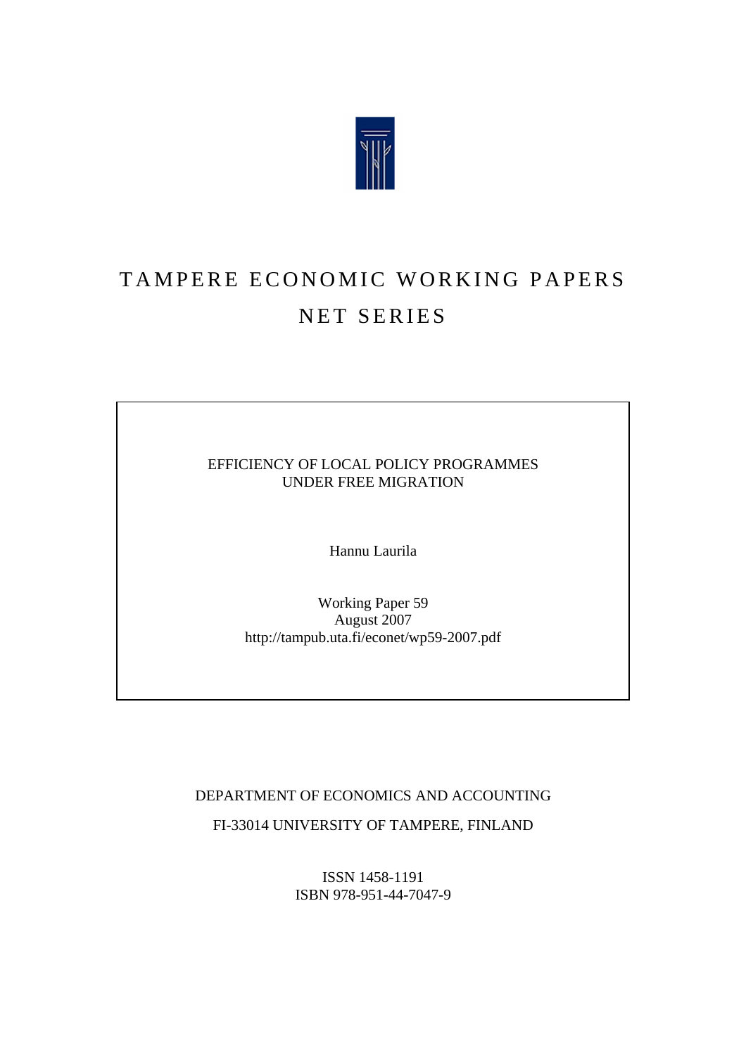# TAMPERE ECONOMIC WORKING PAPERS
# NET SERIES

EFFICIENCY OF LOCAL POLICY PROGRAMMES
UNDER FREE MIGRATION

Hannu Laurila

Working Paper 59
August 2007
http://tampub.uta.fi/econet/wp59-2007.pdf

DEPARTMENT OF ECONOMICS AND ACCOUNTING

FI-33014 UNIVERSITY OF TAMPERE, FINLAND

ISSN 1458-1191
ISBN 978-951-44-7047-9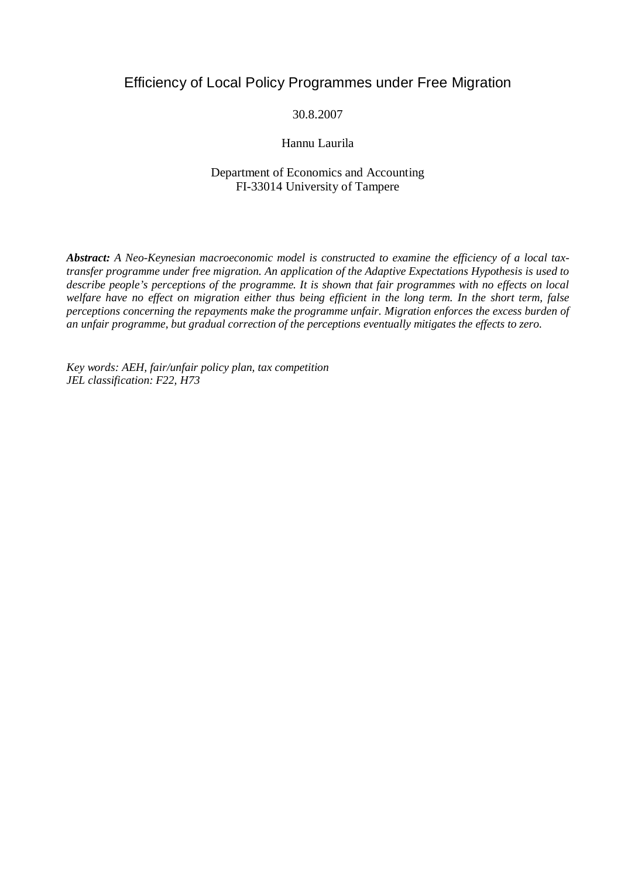# Efficiency of Local Policy Programmes under Free Migration

30.8.2007

Hannu Laurila

Department of Economics and Accounting
FI-33014 University of Tampere

***Abstract:*** *A Neo-Keynesian macroeconomic model is constructed to examine the efficiency of a local tax-transfer programme under free migration. An application of the Adaptive Expectations Hypothesis is used to describe people's perceptions of the programme. It is shown that fair programmes with no effects on local welfare have no effect on migration either thus being efficient in the long term. In the short term, false perceptions concerning the repayments make the programme unfair. Migration enforces the excess burden of an unfair programme, but gradual correction of the perceptions eventually mitigates the effects to zero.*

*Key words: AEH, fair/unfair policy plan, tax competition*
*JEL classification: F22, H73*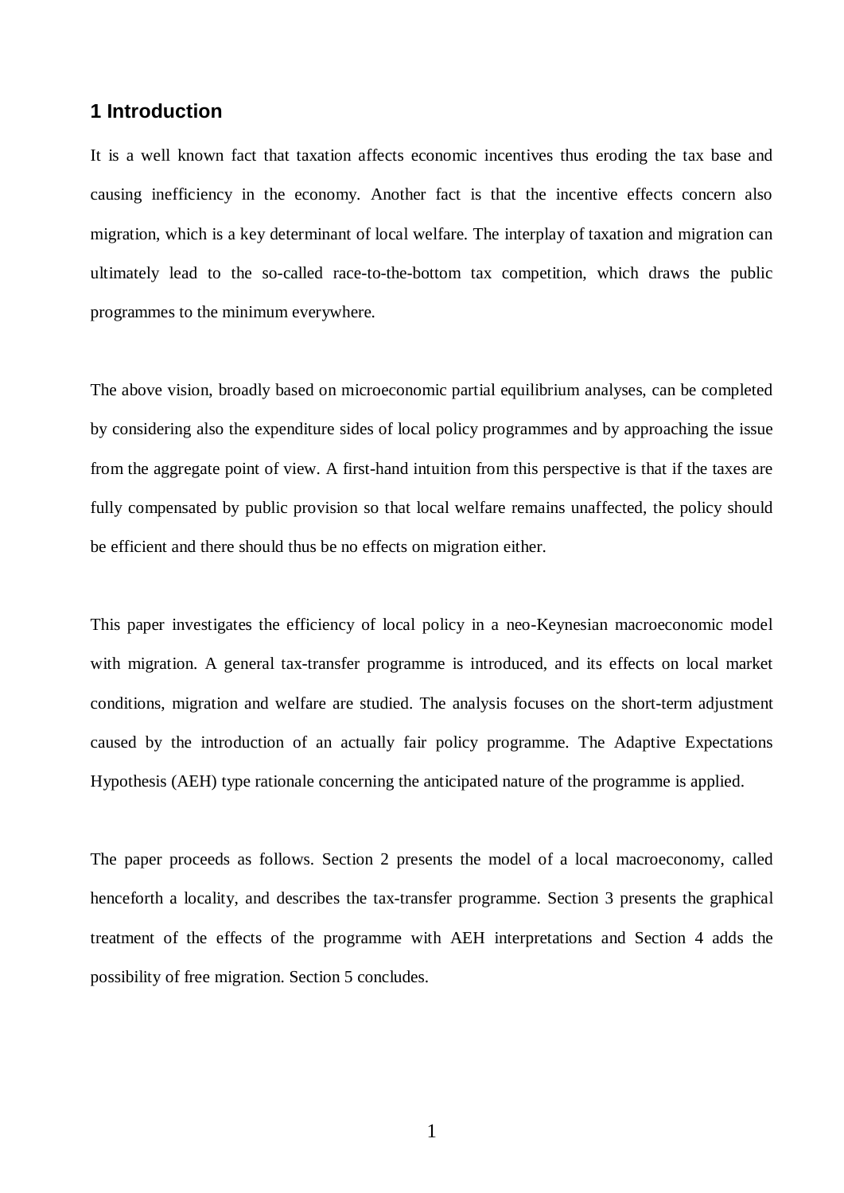## 1 Introduction

It is a well known fact that taxation affects economic incentives thus eroding the tax base and causing inefficiency in the economy. Another fact is that the incentive effects concern also migration, which is a key determinant of local welfare. The interplay of taxation and migration can ultimately lead to the so-called race-to-the-bottom tax competition, which draws the public programmes to the minimum everywhere.

The above vision, broadly based on microeconomic partial equilibrium analyses, can be completed by considering also the expenditure sides of local policy programmes and by approaching the issue from the aggregate point of view. A first-hand intuition from this perspective is that if the taxes are fully compensated by public provision so that local welfare remains unaffected, the policy should be efficient and there should thus be no effects on migration either.

This paper investigates the efficiency of local policy in a neo-Keynesian macroeconomic model with migration. A general tax-transfer programme is introduced, and its effects on local market conditions, migration and welfare are studied. The analysis focuses on the short-term adjustment caused by the introduction of an actually fair policy programme. The Adaptive Expectations Hypothesis (AEH) type rationale concerning the anticipated nature of the programme is applied.

The paper proceeds as follows. Section 2 presents the model of a local macroeconomy, called henceforth a locality, and describes the tax-transfer programme. Section 3 presents the graphical treatment of the effects of the programme with AEH interpretations and Section 4 adds the possibility of free migration. Section 5 concludes.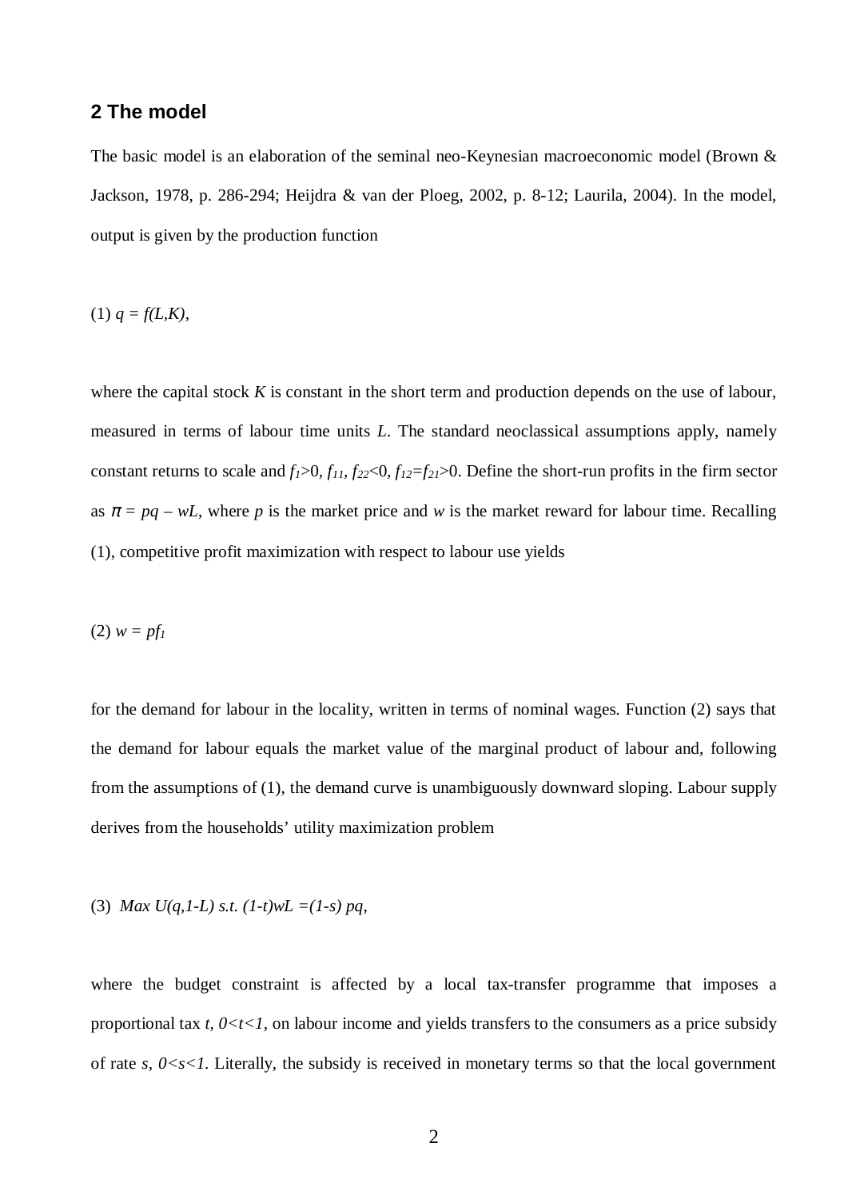## 2 The model

The basic model is an elaboration of the seminal neo-Keynesian macroeconomic model (Brown & Jackson, 1978, p. 286-294; Heijdra & van der Ploeg, 2002, p. 8-12; Laurila, 2004). In the model, output is given by the production function

(1) $q = f(L,K)$,

where the capital stock $K$ is constant in the short term and production depends on the use of labour, measured in terms of labour time units $L$. The standard neoclassical assumptions apply, namely constant returns to scale and $f_1>0$, $f_{11}$, $f_{22}<0$, $f_{12}=f_{21}>0$. Define the short-run profits in the firm sector as $\pi = pq - wL$, where $p$ is the market price and $w$ is the market reward for labour time. Recalling (1), competitive profit maximization with respect to labour use yields

(2) $w = pf_1$

for the demand for labour in the locality, written in terms of nominal wages. Function (2) says that the demand for labour equals the market value of the marginal product of labour and, following from the assumptions of (1), the demand curve is unambiguously downward sloping. Labour supply derives from the households' utility maximization problem

(3) $Max\ U(q,1-L)\ s.t.\ (1-t)wL = (1-s)\ pq$,

where the budget constraint is affected by a local tax-transfer programme that imposes a proportional tax $t$, $0<t<1$, on labour income and yields transfers to the consumers as a price subsidy of rate $s$, $0<s<1$. Literally, the subsidy is received in monetary terms so that the local government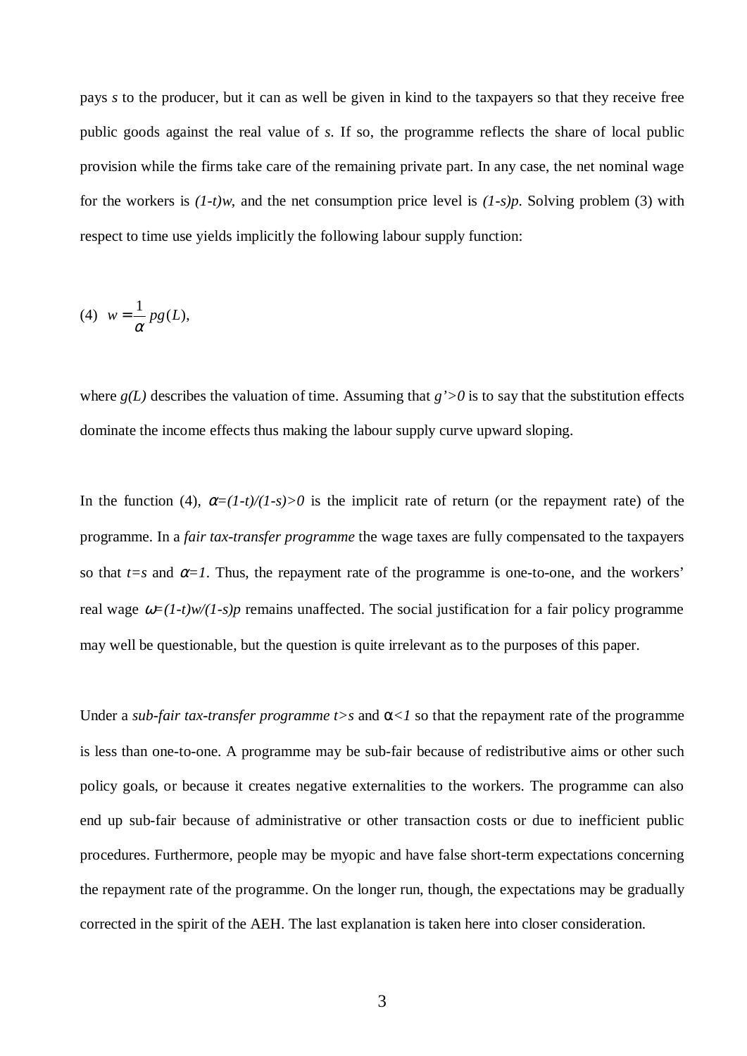pays $s$ to the producer, but it can as well be given in kind to the taxpayers so that they receive free public goods against the real value of $s$. If so, the programme reflects the share of local public provision while the firms take care of the remaining private part. In any case, the net nominal wage for the workers is $(1-t)w$, and the net consumption price level is $(1-s)p$. Solving problem (3) with respect to time use yields implicitly the following labour supply function:

$$(4) \quad w = \frac{1}{\alpha} pg(L),$$

where $g(L)$ describes the valuation of time. Assuming that $g'>0$ is to say that the substitution effects dominate the income effects thus making the labour supply curve upward sloping.

In the function (4), $\alpha=(1-t)/(1-s)>0$ is the implicit rate of return (or the repayment rate) of the programme. In a *fair tax-transfer programme* the wage taxes are fully compensated to the taxpayers so that $t=s$ and $\alpha=1$. Thus, the repayment rate of the programme is one-to-one, and the workers' real wage $\omega=(1-t)w/(1-s)p$ remains unaffected. The social justification for a fair policy programme may well be questionable, but the question is quite irrelevant as to the purposes of this paper.

Under a *sub-fair tax-transfer programme* $t>s$ and $\alpha<1$ so that the repayment rate of the programme is less than one-to-one. A programme may be sub-fair because of redistributive aims or other such policy goals, or because it creates negative externalities to the workers. The programme can also end up sub-fair because of administrative or other transaction costs or due to inefficient public procedures. Furthermore, people may be myopic and have false short-term expectations concerning the repayment rate of the programme. On the longer run, though, the expectations may be gradually corrected in the spirit of the AEH. The last explanation is taken here into closer consideration.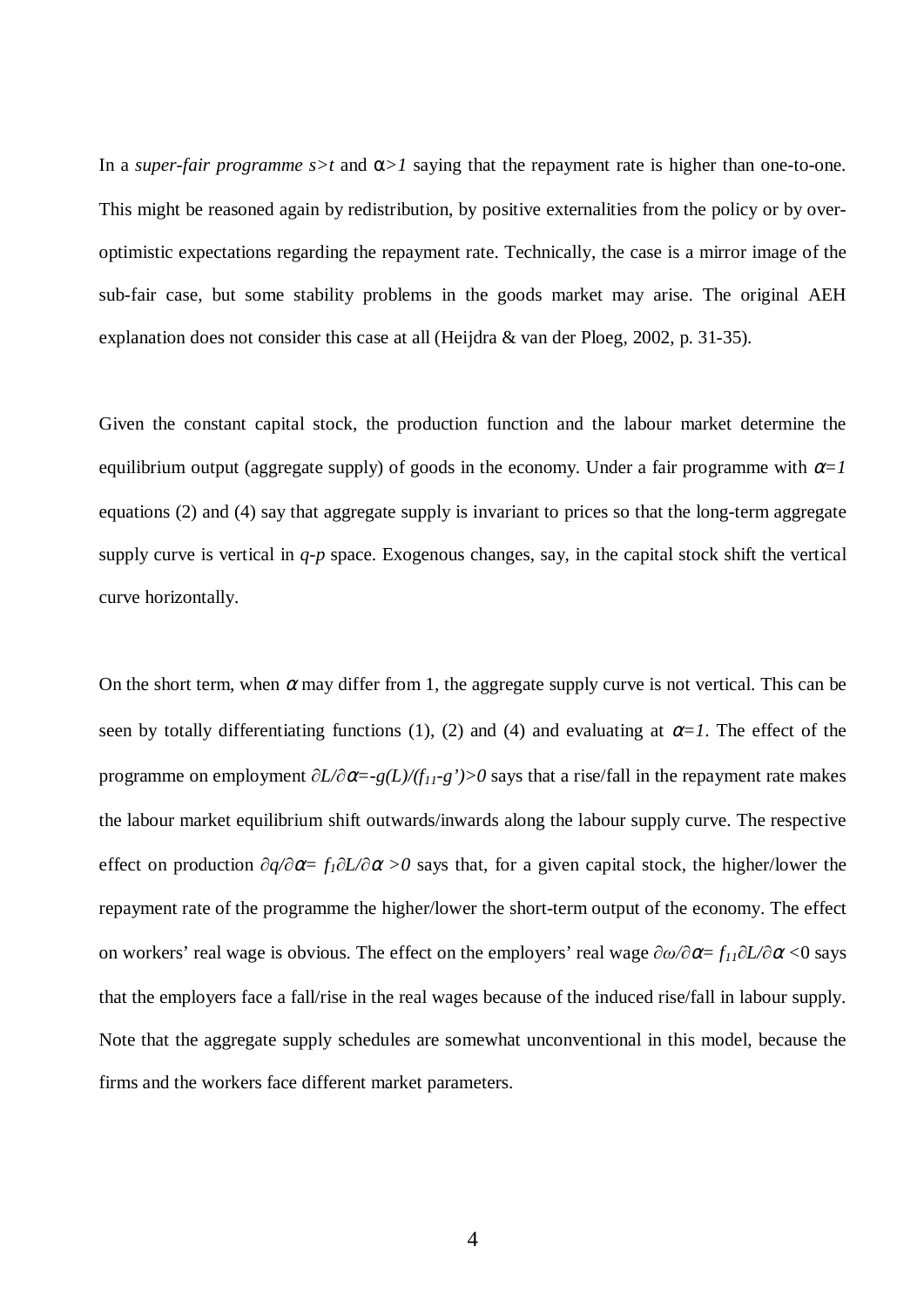In a *super-fair programme* $s>t$ and $\alpha>1$ saying that the repayment rate is higher than one-to-one. This might be reasoned again by redistribution, by positive externalities from the policy or by over-optimistic expectations regarding the repayment rate. Technically, the case is a mirror image of the sub-fair case, but some stability problems in the goods market may arise. The original AEH explanation does not consider this case at all (Heijdra & van der Ploeg, 2002, p. 31-35).

Given the constant capital stock, the production function and the labour market determine the equilibrium output (aggregate supply) of goods in the economy. Under a fair programme with $\alpha=1$ equations (2) and (4) say that aggregate supply is invariant to prices so that the long-term aggregate supply curve is vertical in *q-p* space. Exogenous changes, say, in the capital stock shift the vertical curve horizontally.

On the short term, when $\alpha$ may differ from 1, the aggregate supply curve is not vertical. This can be seen by totally differentiating functions (1), (2) and (4) and evaluating at $\alpha=1$. The effect of the programme on employment $\partial L/\partial\alpha=-g(L)/(f_{11}-g')>0$ says that a rise/fall in the repayment rate makes the labour market equilibrium shift outwards/inwards along the labour supply curve. The respective effect on production $\partial q/\partial\alpha= f_1\partial L/\partial\alpha >0$ says that, for a given capital stock, the higher/lower the repayment rate of the programme the higher/lower the short-term output of the economy. The effect on workers' real wage is obvious. The effect on the employers' real wage $\partial\omega/\partial\alpha= f_{11}\partial L/\partial\alpha <0$ says that the employers face a fall/rise in the real wages because of the induced rise/fall in labour supply. Note that the aggregate supply schedules are somewhat unconventional in this model, because the firms and the workers face different market parameters.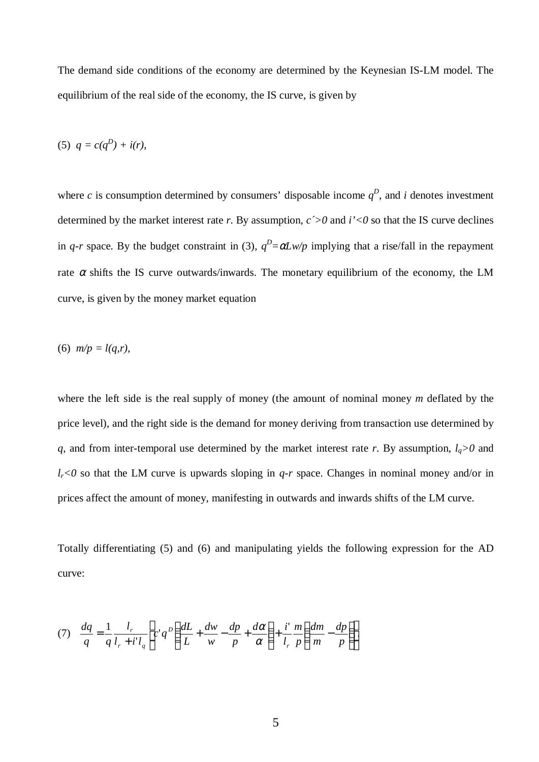The demand side conditions of the economy are determined by the Keynesian IS-LM model. The equilibrium of the real side of the economy, the IS curve, is given by

$$(5)\quad q = c(q^D) + i(r),$$

where $c$ is consumption determined by consumers' disposable income $q^D$, and $i$ denotes investment determined by the market interest rate $r$. By assumption, $c'>0$ and $i'<0$ so that the IS curve declines in $q$-$r$ space. By the budget constraint in (3), $q^D=\alpha Lw/p$ implying that a rise/fall in the repayment rate $\alpha$ shifts the IS curve outwards/inwards. The monetary equilibrium of the economy, the LM curve, is given by the money market equation

$$(6)\quad m/p = l(q,r),$$

where the left side is the real supply of money (the amount of nominal money $m$ deflated by the price level), and the right side is the demand for money deriving from transaction use determined by $q$, and from inter-temporal use determined by the market interest rate $r$. By assumption, $l_q>0$ and $l_r<0$ so that the LM curve is upwards sloping in $q$-$r$ space. Changes in nominal money and/or in prices affect the amount of money, manifesting in outwards and inwards shifts of the LM curve.

Totally differentiating (5) and (6) and manipulating yields the following expression for the AD curve:

$$(7)\quad \frac{dq}{q} = \frac{1}{q}\frac{l_r}{l_r + i' l_q}\left[c' q^D \left(\frac{dL}{L} + \frac{dw}{w} - \frac{dp}{p} + \frac{d\alpha}{\alpha}\right) + \frac{i'}{l_r}\frac{m}{p}\left(\frac{dm}{m} - \frac{dp}{p}\right)\right],$$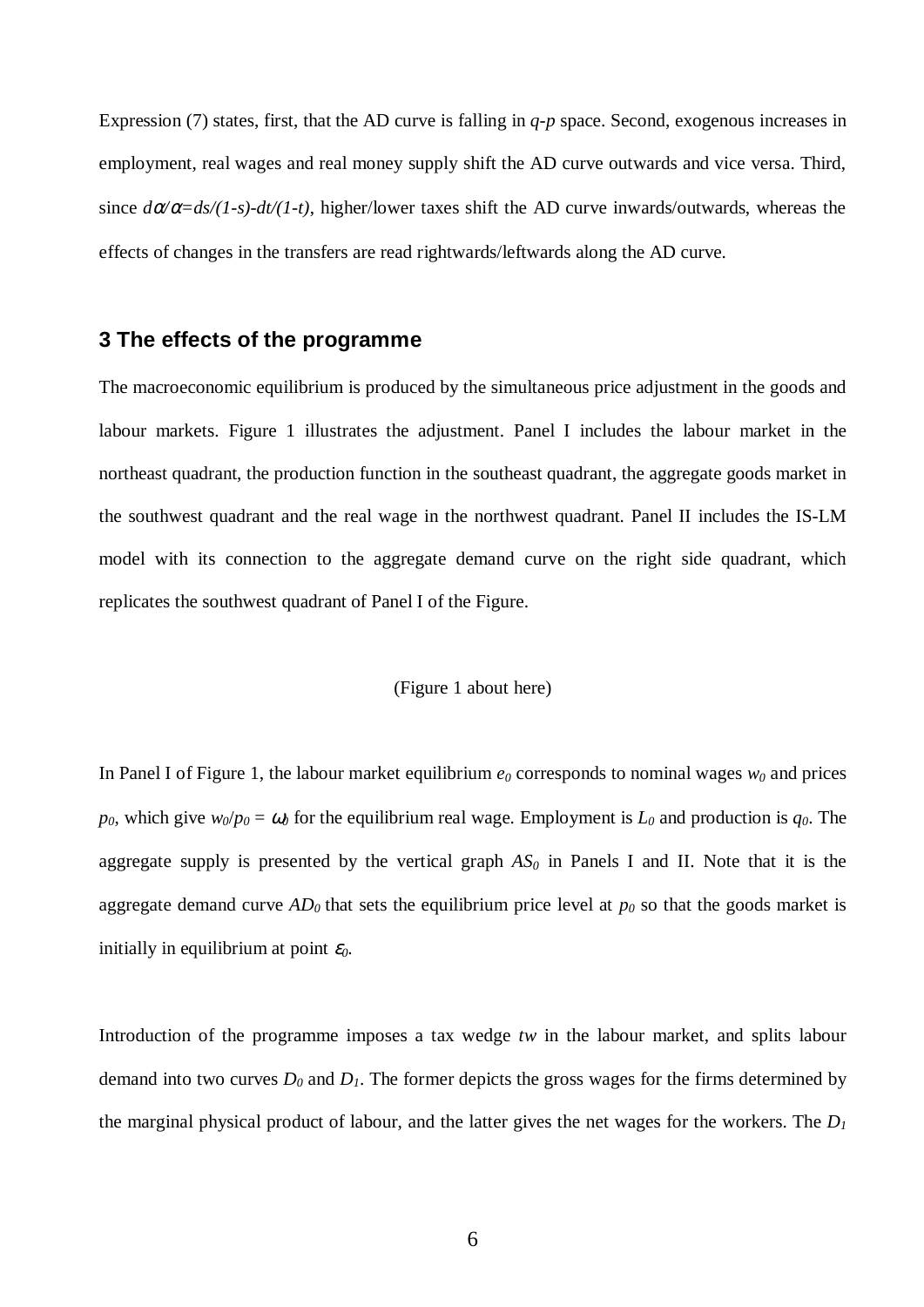Expression (7) states, first, that the AD curve is falling in *q-p* space. Second, exogenous increases in employment, real wages and real money supply shift the AD curve outwards and vice versa. Third, since $d\alpha/\alpha = ds/(1-s) - dt/(1-t)$, higher/lower taxes shift the AD curve inwards/outwards, whereas the effects of changes in the transfers are read rightwards/leftwards along the AD curve.

## 3 The effects of the programme

The macroeconomic equilibrium is produced by the simultaneous price adjustment in the goods and labour markets. Figure 1 illustrates the adjustment. Panel I includes the labour market in the northeast quadrant, the production function in the southeast quadrant, the aggregate goods market in the southwest quadrant and the real wage in the northwest quadrant. Panel II includes the IS-LM model with its connection to the aggregate demand curve on the right side quadrant, which replicates the southwest quadrant of Panel I of the Figure.

(Figure 1 about here)

In Panel I of Figure 1, the labour market equilibrium $e_0$ corresponds to nominal wages $w_0$ and prices $p_0$, which give $w_0/p_0 = \omega_0$ for the equilibrium real wage. Employment is $L_0$ and production is $q_0$. The aggregate supply is presented by the vertical graph $AS_0$ in Panels I and II. Note that it is the aggregate demand curve $AD_0$ that sets the equilibrium price level at $p_0$ so that the goods market is initially in equilibrium at point $\varepsilon_0$.

Introduction of the programme imposes a tax wedge *tw* in the labour market, and splits labour demand into two curves $D_0$ and $D_1$. The former depicts the gross wages for the firms determined by the marginal physical product of labour, and the latter gives the net wages for the workers. The $D_1$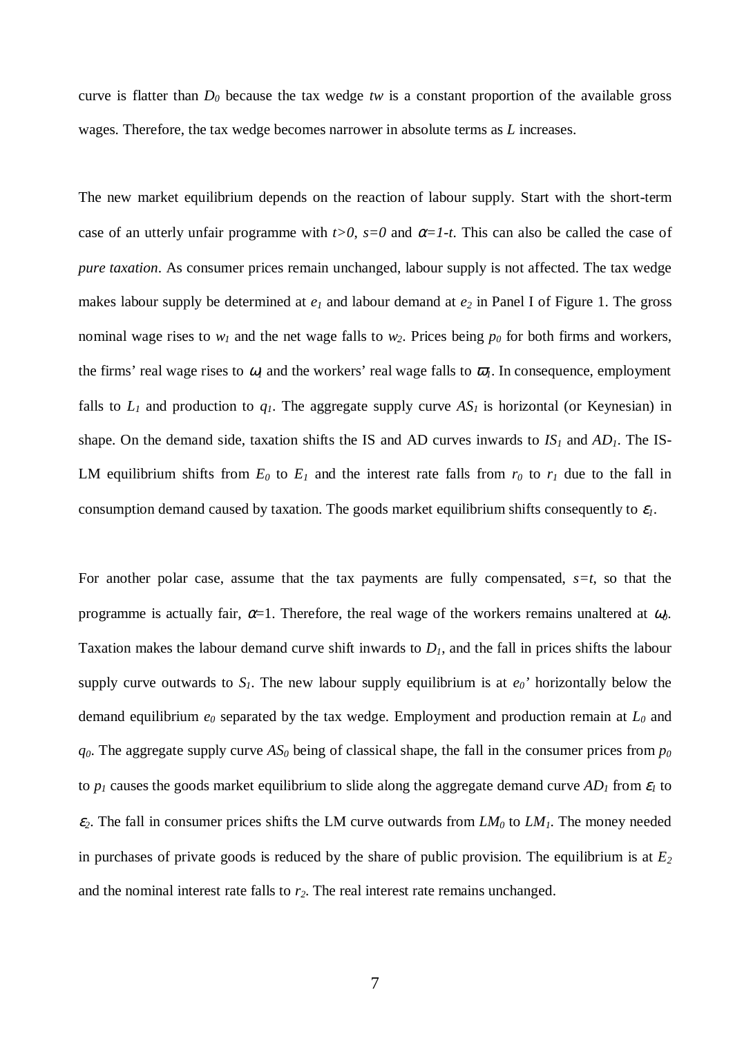curve is flatter than $D_0$ because the tax wedge *tw* is a constant proportion of the available gross wages. Therefore, the tax wedge becomes narrower in absolute terms as $L$ increases.

The new market equilibrium depends on the reaction of labour supply. Start with the short-term case of an utterly unfair programme with $t>0$, $s=0$ and $\alpha=1-t$. This can also be called the case of *pure taxation*. As consumer prices remain unchanged, labour supply is not affected. The tax wedge makes labour supply be determined at $e_1$ and labour demand at $e_2$ in Panel I of Figure 1. The gross nominal wage rises to $w_1$ and the net wage falls to $w_2$. Prices being $p_0$ for both firms and workers, the firms' real wage rises to $\omega_1$ and the workers' real wage falls to $\varpi_1$. In consequence, employment falls to $L_1$ and production to $q_1$. The aggregate supply curve $AS_1$ is horizontal (or Keynesian) in shape. On the demand side, taxation shifts the IS and AD curves inwards to $IS_1$ and $AD_1$. The IS-LM equilibrium shifts from $E_0$ to $E_1$ and the interest rate falls from $r_0$ to $r_1$ due to the fall in consumption demand caused by taxation. The goods market equilibrium shifts consequently to $\varepsilon_1$.

For another polar case, assume that the tax payments are fully compensated, $s=t$, so that the programme is actually fair, $\alpha=1$. Therefore, the real wage of the workers remains unaltered at $\omega_0$. Taxation makes the labour demand curve shift inwards to $D_1$, and the fall in prices shifts the labour supply curve outwards to $S_1$. The new labour supply equilibrium is at $e_0$' horizontally below the demand equilibrium $e_0$ separated by the tax wedge. Employment and production remain at $L_0$ and $q_0$. The aggregate supply curve $AS_0$ being of classical shape, the fall in the consumer prices from $p_0$ to $p_1$ causes the goods market equilibrium to slide along the aggregate demand curve $AD_1$ from $\varepsilon_1$ to $\varepsilon_2$. The fall in consumer prices shifts the LM curve outwards from $LM_0$ to $LM_1$. The money needed in purchases of private goods is reduced by the share of public provision. The equilibrium is at $E_2$ and the nominal interest rate falls to $r_2$. The real interest rate remains unchanged.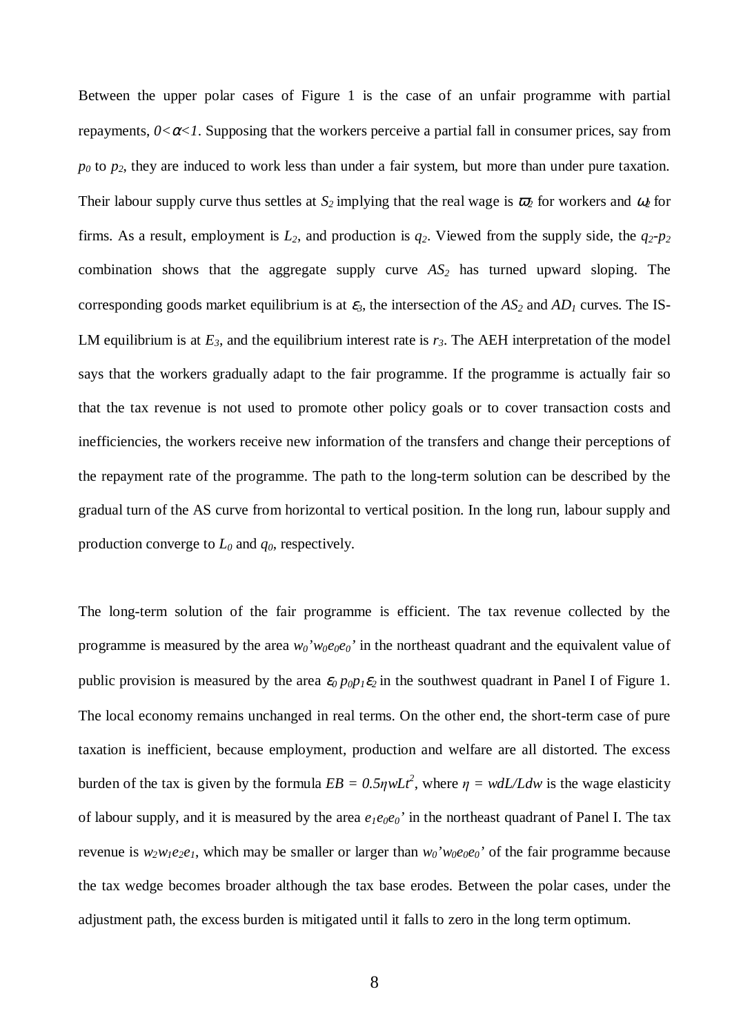Between the upper polar cases of Figure 1 is the case of an unfair programme with partial repayments, $0<\alpha<1$. Supposing that the workers perceive a partial fall in consumer prices, say from $p_0$ to $p_2$, they are induced to work less than under a fair system, but more than under pure taxation. Their labour supply curve thus settles at $S_2$ implying that the real wage is $\varpi_2$ for workers and $\omega_2$ for firms. As a result, employment is $L_2$, and production is $q_2$. Viewed from the supply side, the $q_2$-$p_2$ combination shows that the aggregate supply curve $AS_2$ has turned upward sloping. The corresponding goods market equilibrium is at $\varepsilon_3$, the intersection of the $AS_2$ and $AD_1$ curves. The IS-LM equilibrium is at $E_3$, and the equilibrium interest rate is $r_3$. The AEH interpretation of the model says that the workers gradually adapt to the fair programme. If the programme is actually fair so that the tax revenue is not used to promote other policy goals or to cover transaction costs and inefficiencies, the workers receive new information of the transfers and change their perceptions of the repayment rate of the programme. The path to the long-term solution can be described by the gradual turn of the AS curve from horizontal to vertical position. In the long run, labour supply and production converge to $L_0$ and $q_0$, respectively.

The long-term solution of the fair programme is efficient. The tax revenue collected by the programme is measured by the area $w_0'w_0e_0e_0'$ in the northeast quadrant and the equivalent value of public provision is measured by the area $\varepsilon_0 p_0 p_1 \varepsilon_2$ in the southwest quadrant in Panel I of Figure 1. The local economy remains unchanged in real terms. On the other end, the short-term case of pure taxation is inefficient, because employment, production and welfare are all distorted. The excess burden of the tax is given by the formula $EB = 0.5\eta wLt^2$, where $\eta = wdL/Ldw$ is the wage elasticity of labour supply, and it is measured by the area $e_1e_0e_0'$ in the northeast quadrant of Panel I. The tax revenue is $w_2w_1e_2e_1$, which may be smaller or larger than $w_0'w_0e_0e_0'$ of the fair programme because the tax wedge becomes broader although the tax base erodes. Between the polar cases, under the adjustment path, the excess burden is mitigated until it falls to zero in the long term optimum.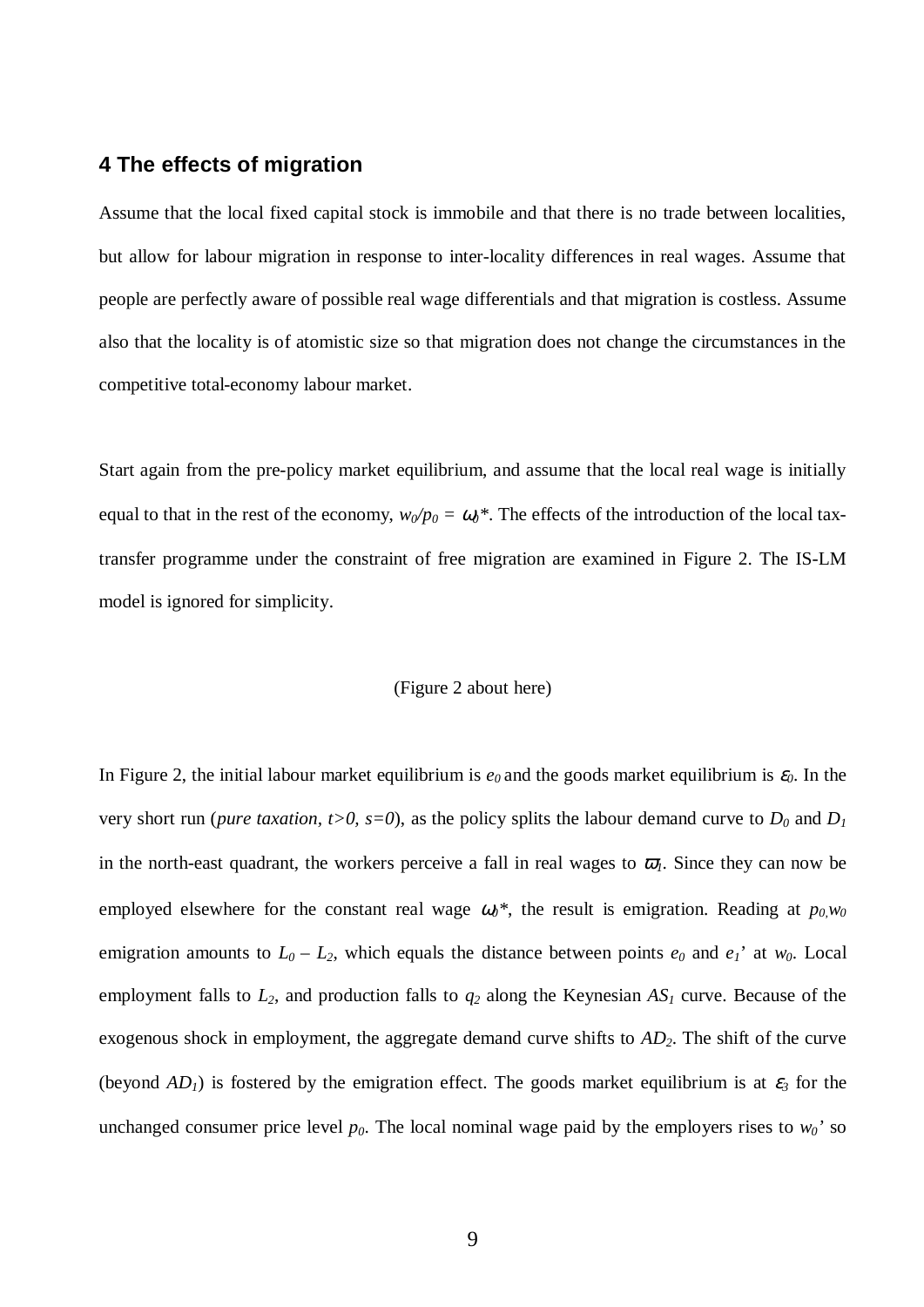## 4 The effects of migration

Assume that the local fixed capital stock is immobile and that there is no trade between localities, but allow for labour migration in response to inter-locality differences in real wages. Assume that people are perfectly aware of possible real wage differentials and that migration is costless. Assume also that the locality is of atomistic size so that migration does not change the circumstances in the competitive total-economy labour market.

Start again from the pre-policy market equilibrium, and assume that the local real wage is initially equal to that in the rest of the economy, $w_0/p_0 = \omega_0*$. The effects of the introduction of the local tax-transfer programme under the constraint of free migration are examined in Figure 2. The IS-LM model is ignored for simplicity.

(Figure 2 about here)

In Figure 2, the initial labour market equilibrium is $e_0$ and the goods market equilibrium is $\varepsilon_0$. In the very short run (*pure taxation, $t>0$, $s=0$*), as the policy splits the labour demand curve to $D_0$ and $D_1$ in the north-east quadrant, the workers perceive a fall in real wages to $\varpi_1$. Since they can now be employed elsewhere for the constant real wage $\omega_0*$, the result is emigration. Reading at $p_0, w_0$ emigration amounts to $L_0 - L_2$, which equals the distance between points $e_0$ and $e_1$' at $w_0$. Local employment falls to $L_2$, and production falls to $q_2$ along the Keynesian $AS_1$ curve. Because of the exogenous shock in employment, the aggregate demand curve shifts to $AD_2$. The shift of the curve (beyond $AD_1$) is fostered by the emigration effect. The goods market equilibrium is at $\varepsilon_3$ for the unchanged consumer price level $p_0$. The local nominal wage paid by the employers rises to $w_0$' so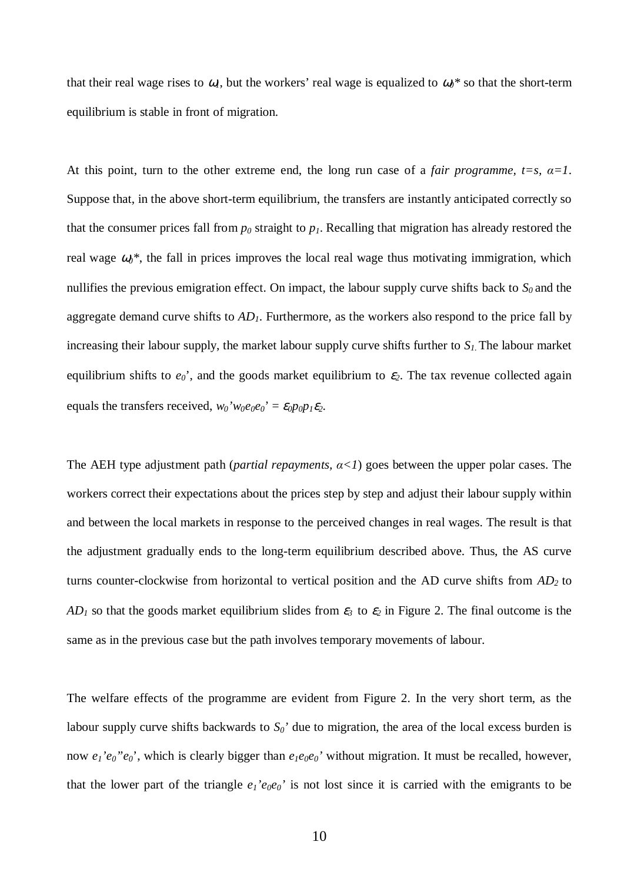that their real wage rises to $\omega_1$, but the workers' real wage is equalized to $\omega_0$* so that the short-term equilibrium is stable in front of migration.

At this point, turn to the other extreme end, the long run case of a *fair programme, t=s, α=1*. Suppose that, in the above short-term equilibrium, the transfers are instantly anticipated correctly so that the consumer prices fall from $p_0$ straight to $p_1$. Recalling that migration has already restored the real wage $\omega_0$*, the fall in prices improves the local real wage thus motivating immigration, which nullifies the previous emigration effect. On impact, the labour supply curve shifts back to $S_0$ and the aggregate demand curve shifts to $AD_1$. Furthermore, as the workers also respond to the price fall by increasing their labour supply, the market labour supply curve shifts further to $S_1$. The labour market equilibrium shifts to $e_0$', and the goods market equilibrium to $\varepsilon_2$. The tax revenue collected again equals the transfers received, $w_0'w_0e_0e_0' = \varepsilon_0p_0p_1\varepsilon_2$.

The AEH type adjustment path (*partial repayments, α<1*) goes between the upper polar cases. The workers correct their expectations about the prices step by step and adjust their labour supply within and between the local markets in response to the perceived changes in real wages. The result is that the adjustment gradually ends to the long-term equilibrium described above. Thus, the AS curve turns counter-clockwise from horizontal to vertical position and the AD curve shifts from $AD_2$ to $AD_1$ so that the goods market equilibrium slides from $\varepsilon_3$ to $\varepsilon_2$ in Figure 2. The final outcome is the same as in the previous case but the path involves temporary movements of labour.

The welfare effects of the programme are evident from Figure 2. In the very short term, as the labour supply curve shifts backwards to $S_0$' due to migration, the area of the local excess burden is now $e_1'e_0''e_0'$, which is clearly bigger than $e_1e_0e_0'$ without migration. It must be recalled, however, that the lower part of the triangle $e_1'e_0e_0'$ is not lost since it is carried with the emigrants to be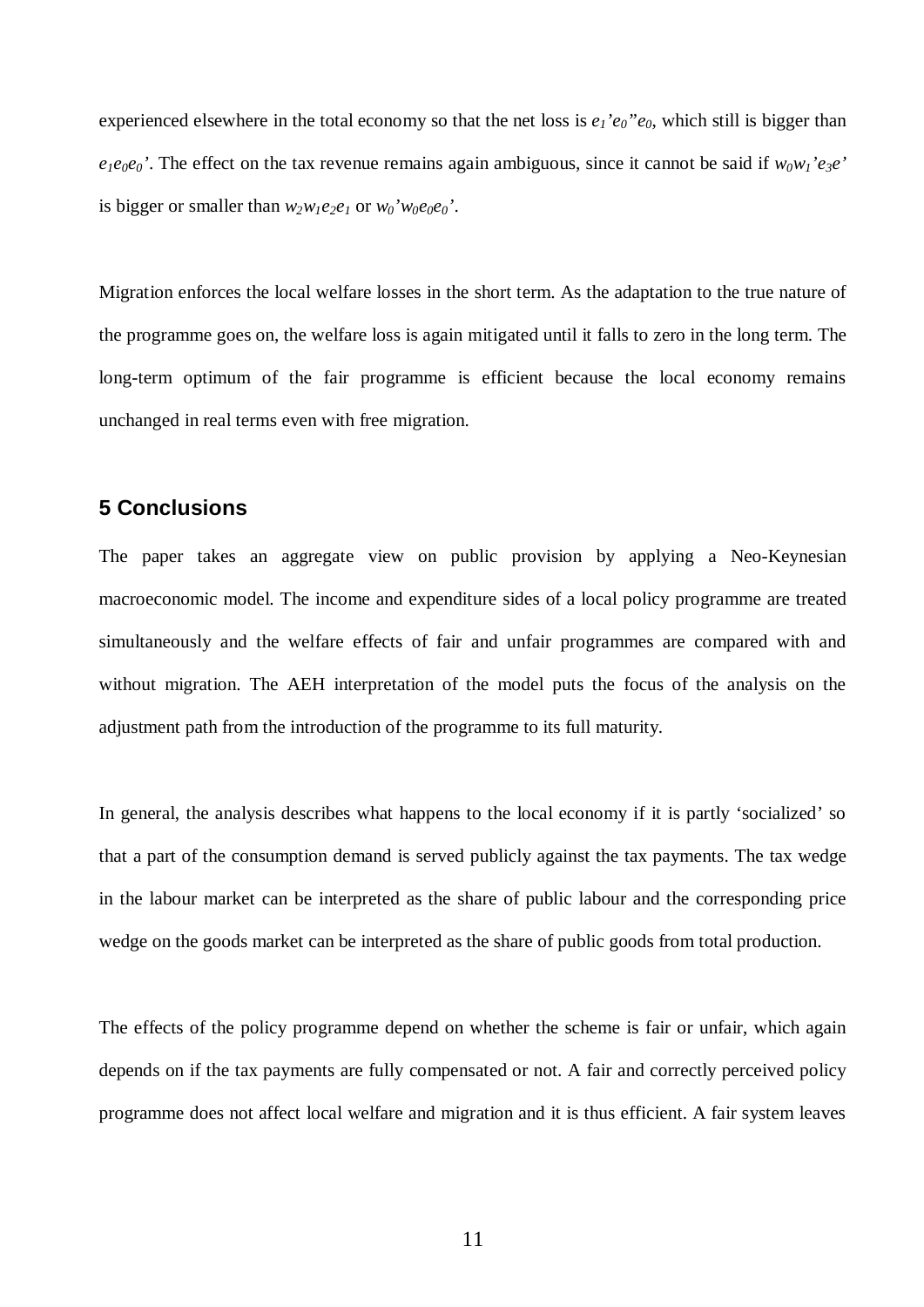experienced elsewhere in the total economy so that the net loss is $e_1'e_0''e_0$, which still is bigger than $e_1e_0e_0'$. The effect on the tax revenue remains again ambiguous, since it cannot be said if $w_0w_1'e_3e'$ is bigger or smaller than $w_2w_1e_2e_1$ or $w_0'w_0e_0e_0'$.

Migration enforces the local welfare losses in the short term. As the adaptation to the true nature of the programme goes on, the welfare loss is again mitigated until it falls to zero in the long term. The long-term optimum of the fair programme is efficient because the local economy remains unchanged in real terms even with free migration.

## 5 Conclusions

The paper takes an aggregate view on public provision by applying a Neo-Keynesian macroeconomic model. The income and expenditure sides of a local policy programme are treated simultaneously and the welfare effects of fair and unfair programmes are compared with and without migration. The AEH interpretation of the model puts the focus of the analysis on the adjustment path from the introduction of the programme to its full maturity.

In general, the analysis describes what happens to the local economy if it is partly 'socialized' so that a part of the consumption demand is served publicly against the tax payments. The tax wedge in the labour market can be interpreted as the share of public labour and the corresponding price wedge on the goods market can be interpreted as the share of public goods from total production.

The effects of the policy programme depend on whether the scheme is fair or unfair, which again depends on if the tax payments are fully compensated or not. A fair and correctly perceived policy programme does not affect local welfare and migration and it is thus efficient. A fair system leaves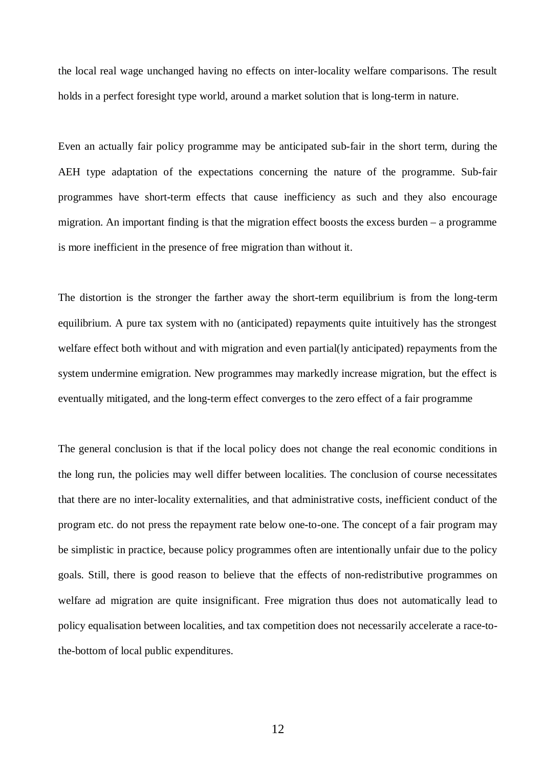the local real wage unchanged having no effects on inter-locality welfare comparisons. The result holds in a perfect foresight type world, around a market solution that is long-term in nature.

Even an actually fair policy programme may be anticipated sub-fair in the short term, during the AEH type adaptation of the expectations concerning the nature of the programme. Sub-fair programmes have short-term effects that cause inefficiency as such and they also encourage migration. An important finding is that the migration effect boosts the excess burden – a programme is more inefficient in the presence of free migration than without it.

The distortion is the stronger the farther away the short-term equilibrium is from the long-term equilibrium. A pure tax system with no (anticipated) repayments quite intuitively has the strongest welfare effect both without and with migration and even partial(ly anticipated) repayments from the system undermine emigration. New programmes may markedly increase migration, but the effect is eventually mitigated, and the long-term effect converges to the zero effect of a fair programme

The general conclusion is that if the local policy does not change the real economic conditions in the long run, the policies may well differ between localities. The conclusion of course necessitates that there are no inter-locality externalities, and that administrative costs, inefficient conduct of the program etc. do not press the repayment rate below one-to-one. The concept of a fair program may be simplistic in practice, because policy programmes often are intentionally unfair due to the policy goals. Still, there is good reason to believe that the effects of non-redistributive programmes on welfare ad migration are quite insignificant. Free migration thus does not automatically lead to policy equalisation between localities, and tax competition does not necessarily accelerate a race-to-the-bottom of local public expenditures.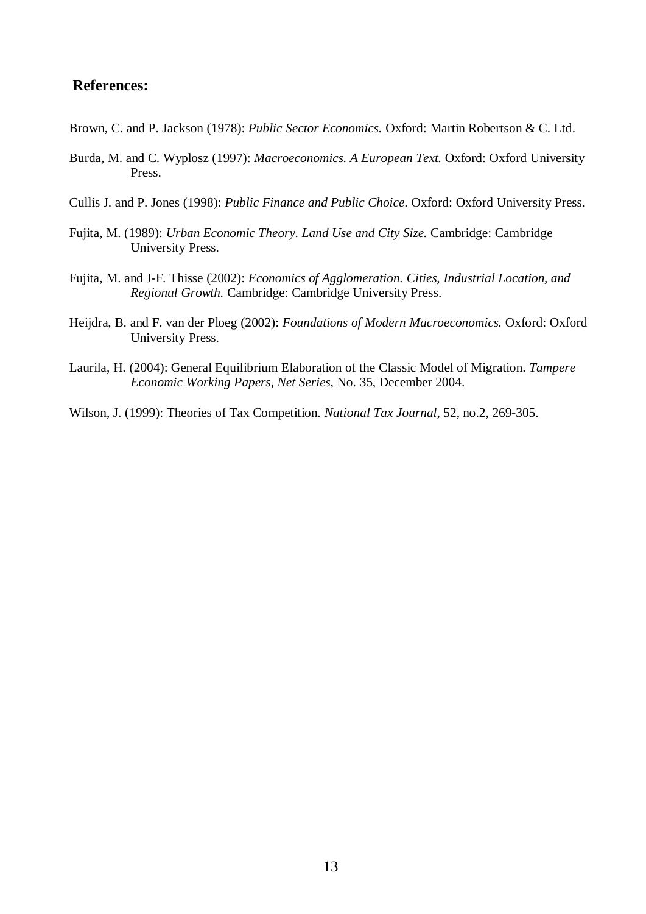## References:

Brown, C. and P. Jackson (1978): *Public Sector Economics.* Oxford: Martin Robertson & C. Ltd.

Burda, M. and C. Wyplosz (1997): *Macroeconomics. A European Text.* Oxford: Oxford University Press.

Cullis J. and P. Jones (1998): *Public Finance and Public Choice*. Oxford: Oxford University Press.

Fujita, M. (1989): *Urban Economic Theory. Land Use and City Size.* Cambridge: Cambridge University Press.

Fujita, M. and J-F. Thisse (2002): *Economics of Agglomeration. Cities, Industrial Location, and Regional Growth.* Cambridge: Cambridge University Press.

Heijdra, B. and F. van der Ploeg (2002): *Foundations of Modern Macroeconomics.* Oxford: Oxford University Press.

Laurila, H. (2004): General Equilibrium Elaboration of the Classic Model of Migration. *Tampere Economic Working Papers, Net Series*, No. 35, December 2004.

Wilson, J. (1999): Theories of Tax Competition. *National Tax Journal*, 52, no.2, 269-305.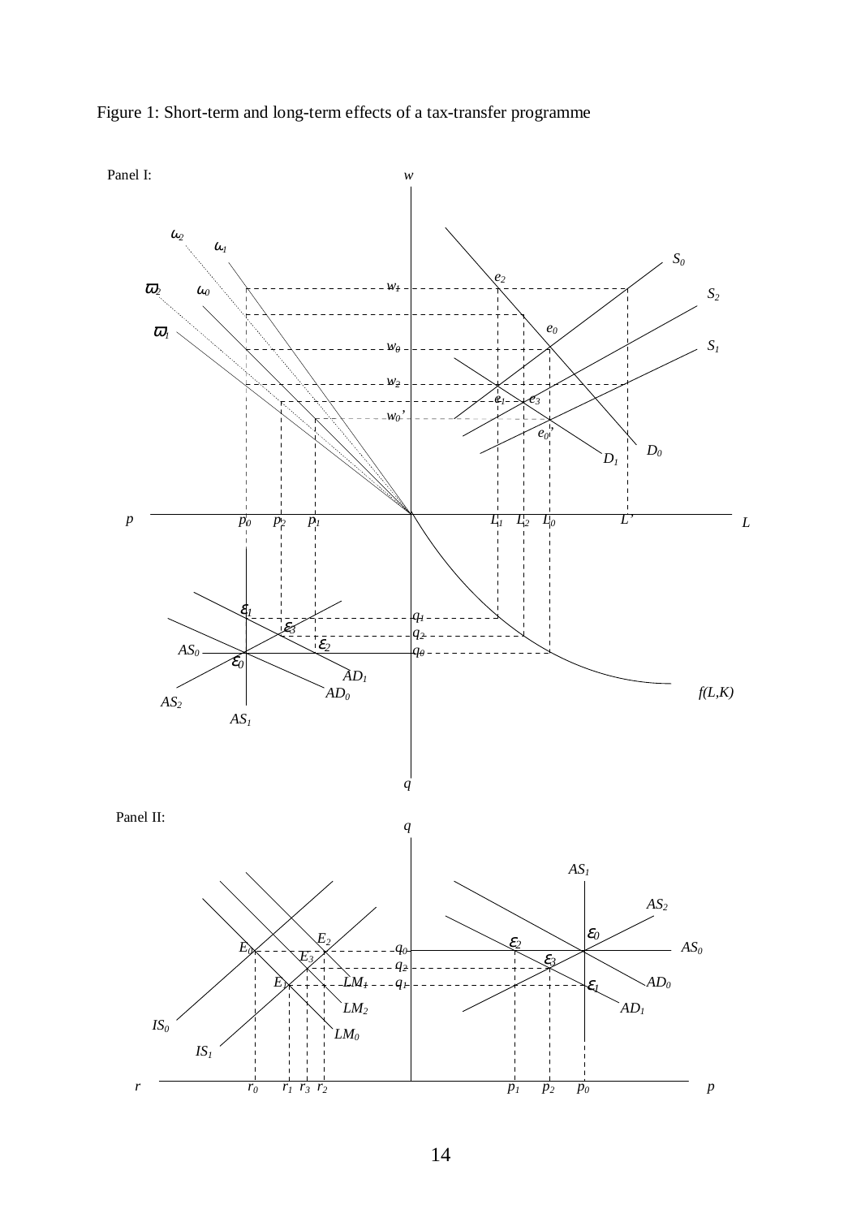Figure 1: Short-term and long-term effects of a tax-transfer programme

Panel I:

Panel II: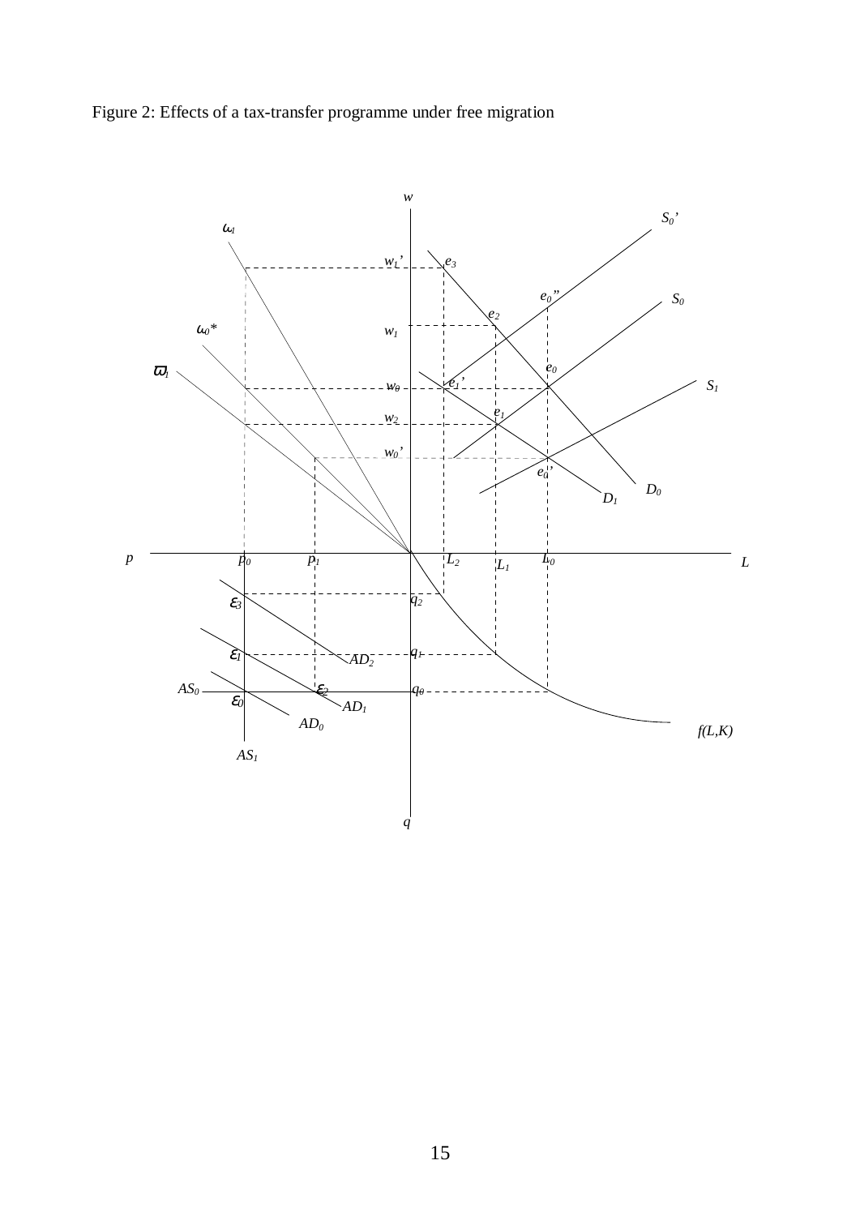Figure 2: Effects of a tax-transfer programme under free migration

$w$

$S_0'$

$\omega_1$

$w_1'$ $e_3$

$e_0''$ $S_0$

$e_2$

$\omega_0^*$ $w_1$

$e_0$

$\varpi_1$ $w_0$ $e_1'$ $S_1$

$w_2$ $e_1$

$w_0'$

$e_0'$

$D_0$

$D_1$

$p$ $p_0$ $p_1$ $L_2$ $L_1$ $L_0$ $L$

$q_2$

$\varepsilon_3$

$\varepsilon_1$ $AD_2$ $q_1$

$AS_0$ $\varepsilon_2$ $q_0$

$\varepsilon_0$ $AD_1$

$AD_0$ $f(L,K)$

$AS_1$

$q$